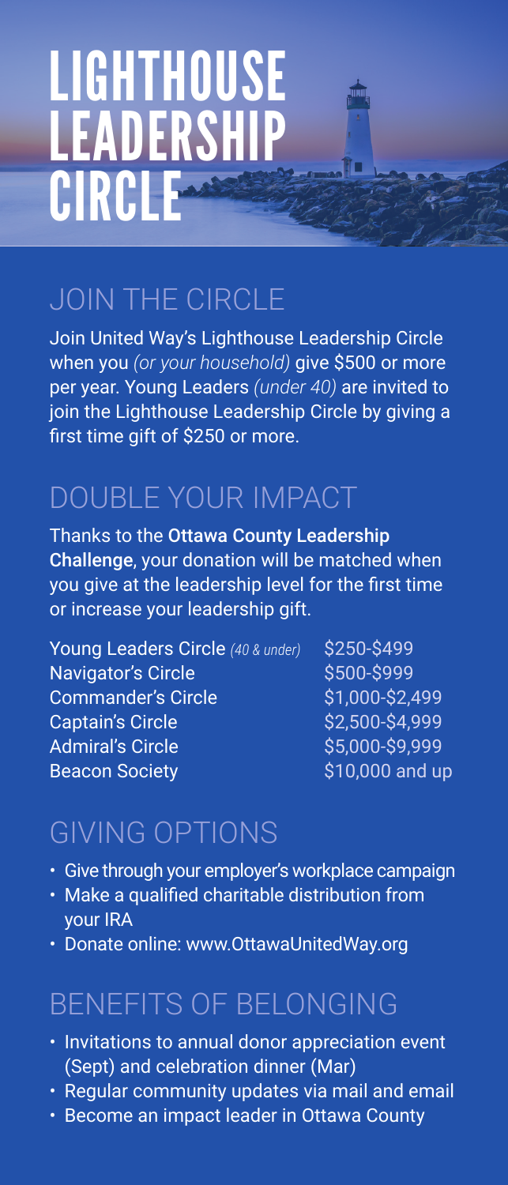# LIGHTHOUSE LEADERSHIP CIRCLE

## JOIN THE CIRCLE

Join United Way's Lighthouse Leadership Circle when you *(or your household)* give $500 or more per year. Young Leaders *(under 40)* are invited to join the Lighthouse Leadership Circle by giving a first time gift of $250 or more.

## DOUBLE YOUR IMPACT

Thanks to the **Ottawa County Leadership Challenge**, your donation will be matched when you give at the leadership level for the first time or increase your leadership gift.

| | |
|---|---|
| Young Leaders Circle *(40 & under)* | $250-$499 |
| Navigator's Circle | $500-$999 |
| Commander's Circle | $1,000-$2,499 |
| Captain's Circle | $2,500-$4,999 |
| Admiral's Circle | $5,000-$9,999 |
| Beacon Society | $10,000 and up |

## GIVING OPTIONS

- Give through your employer's workplace campaign
- Make a qualified charitable distribution from your IRA
- Donate online: www.OttawaUnitedWay.org

## BENEFITS OF BELONGING

- Invitations to annual donor appreciation event (Sept) and celebration dinner (Mar)
- Regular community updates via mail and email
- Become an impact leader in Ottawa County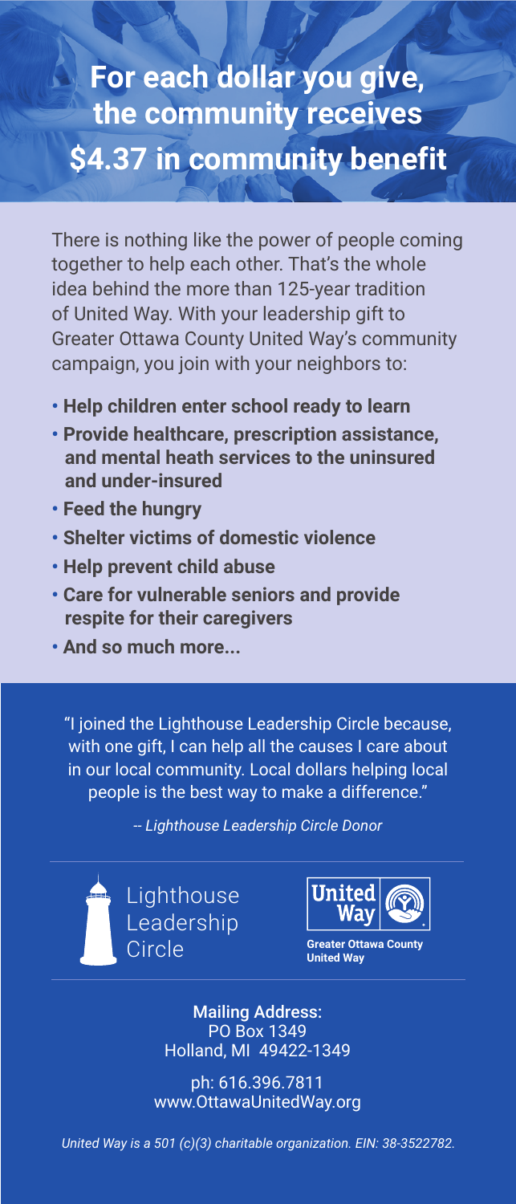# For each dollar you give, the community receives $4.37 in community benefit

There is nothing like the power of people coming together to help each other. That's the whole idea behind the more than 125-year tradition of United Way. With your leadership gift to Greater Ottawa County United Way's community campaign, you join with your neighbors to:

- **Help children enter school ready to learn**
- **Provide healthcare, prescription assistance, and mental heath services to the uninsured and under-insured**
- **Feed the hungry**
- **Shelter victims of domestic violence**
- **Help prevent child abuse**
- **Care for vulnerable seniors and provide respite for their caregivers**
- **And so much more...**

"I joined the Lighthouse Leadership Circle because, with one gift, I can help all the causes I care about in our local community. Local dollars helping local people is the best way to make a difference."

*-- Lighthouse Leadership Circle Donor*

Lighthouse Leadership Circle

United Way

**Greater Ottawa County United Way**

Mailing Address:
PO Box 1349
Holland, MI 49422-1349

ph: 616.396.7811
www.OttawaUnitedWay.org

*United Way is a 501 (c)(3) charitable organization. EIN: 38-3522782.*